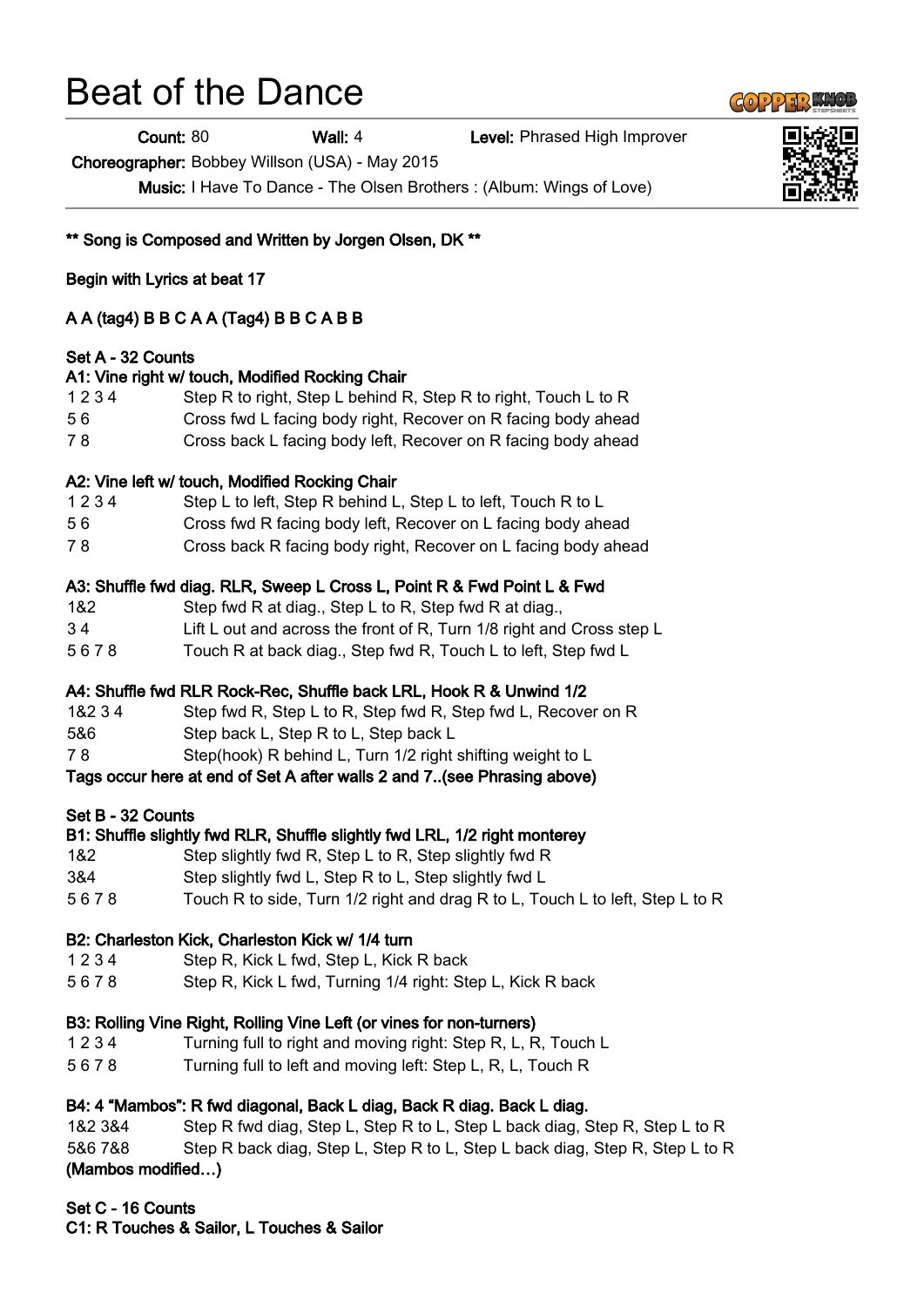# Beat of the Dance

**Count:** 80 **Wall:** 4 **Level:** Phrased High Improver

**Choreographer:** Bobbey Willson (USA) - May 2015

**Music:** I Have To Dance - The Olsen Brothers : (Album: Wings of Love)

**** Song is Composed and Written by Jorgen Olsen, DK ****

**Begin with Lyrics at beat 17**

**A A (tag4) B B C A A (Tag4) B B C A B B**

**Set A - 32 Counts**

**A1: Vine right w/ touch, Modified Rocking Chair**

| | |
|---|---|
| 1 2 3 4 | Step R to right, Step L behind R, Step R to right, Touch L to R |
| 5 6 | Cross fwd L facing body right, Recover on R facing body ahead |
| 7 8 | Cross back L facing body left, Recover on R facing body ahead |

**A2: Vine left w/ touch, Modified Rocking Chair**

| | |
|---|---|
| 1 2 3 4 | Step L to left, Step R behind L, Step L to left, Touch R to L |
| 5 6 | Cross fwd R facing body left, Recover on L facing body ahead |
| 7 8 | Cross back R facing body right, Recover on L facing body ahead |

**A3: Shuffle fwd diag. RLR, Sweep L Cross L, Point R & Fwd Point L & Fwd**

| | |
|---|---|
| 1&2 | Step fwd R at diag., Step L to R, Step fwd R at diag., |
| 3 4 | Lift L out and across the front of R, Turn 1/8 right and Cross step L |
| 5 6 7 8 | Touch R at back diag., Step fwd R, Touch L to left, Step fwd L |

**A4: Shuffle fwd RLR Rock-Rec, Shuffle back LRL, Hook R & Unwind 1/2**

| | |
|---|---|
| 1&2 3 4 | Step fwd R, Step L to R, Step fwd R, Step fwd L, Recover on R |
| 5&6 | Step back L, Step R to L, Step back L |
| 7 8 | Step(hook) R behind L, Turn 1/2 right shifting weight to L |

**Tags occur here at end of Set A after walls 2 and 7..(see Phrasing above)**

**Set B - 32 Counts**

**B1: Shuffle slightly fwd RLR, Shuffle slightly fwd LRL, 1/2 right monterey**

| | |
|---|---|
| 1&2 | Step slightly fwd R, Step L to R, Step slightly fwd R |
| 3&4 | Step slightly fwd L, Step R to L, Step slightly fwd L |
| 5 6 7 8 | Touch R to side, Turn 1/2 right and drag R to L, Touch L to left, Step L to R |

**B2: Charleston Kick, Charleston Kick w/ 1/4 turn**

| | |
|---|---|
| 1 2 3 4 | Step R, Kick L fwd, Step L, Kick R back |
| 5 6 7 8 | Step R, Kick L fwd, Turning 1/4 right: Step L, Kick R back |

**B3: Rolling Vine Right, Rolling Vine Left (or vines for non-turners)**

| | |
|---|---|
| 1 2 3 4 | Turning full to right and moving right: Step R, L, R, Touch L |
| 5 6 7 8 | Turning full to left and moving left: Step L, R, L, Touch R |

**B4: 4 "Mambos": R fwd diagonal, Back L diag, Back R diag. Back L diag.**

| | |
|---|---|
| 1&2 3&4 | Step R fwd diag, Step L, Step R to L, Step L back diag, Step R, Step L to R |
| 5&6 7&8 | Step R back diag, Step L, Step R to L, Step L back diag, Step R, Step L to R |

**(Mambos modified…)**

**Set C - 16 Counts**

**C1: R Touches & Sailor, L Touches & Sailor**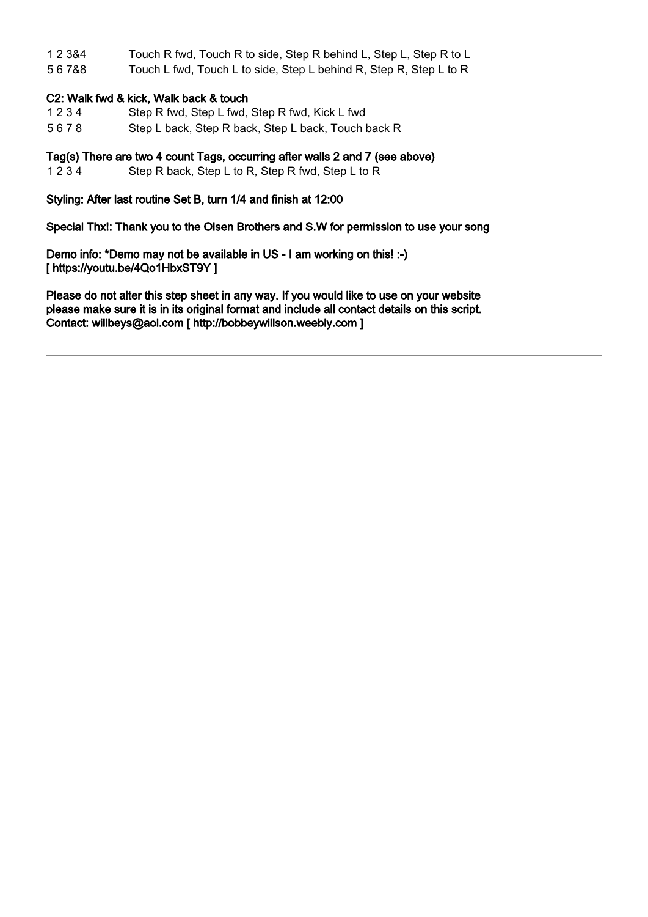1 2 3&4 Touch R fwd, Touch R to side, Step R behind L, Step L, Step R to L
5 6 7&8 Touch L fwd, Touch L to side, Step L behind R, Step R, Step L to R

**C2: Walk fwd & kick, Walk back & touch**
1 2 3 4 Step R fwd, Step L fwd, Step R fwd, Kick L fwd
5 6 7 8 Step L back, Step R back, Step L back, Touch back R

**Tag(s) There are two 4 count Tags, occurring after walls 2 and 7 (see above)**
1 2 3 4 Step R back, Step L to R, Step R fwd, Step L to R

**Styling: After last routine Set B, turn 1/4 and finish at 12:00**

**Special Thx!: Thank you to the Olsen Brothers and S.W for permission to use your song**

**Demo info: *Demo may not be available in US - I am working on this! :-)**
**[ https://youtu.be/4Qo1HbxST9Y ]**

**Please do not alter this step sheet in any way. If you would like to use on your website please make sure it is in its original format and include all contact details on this script.**
**Contact: willbeys@aol.com [ http://bobbeywillson.weebly.com ]**

---